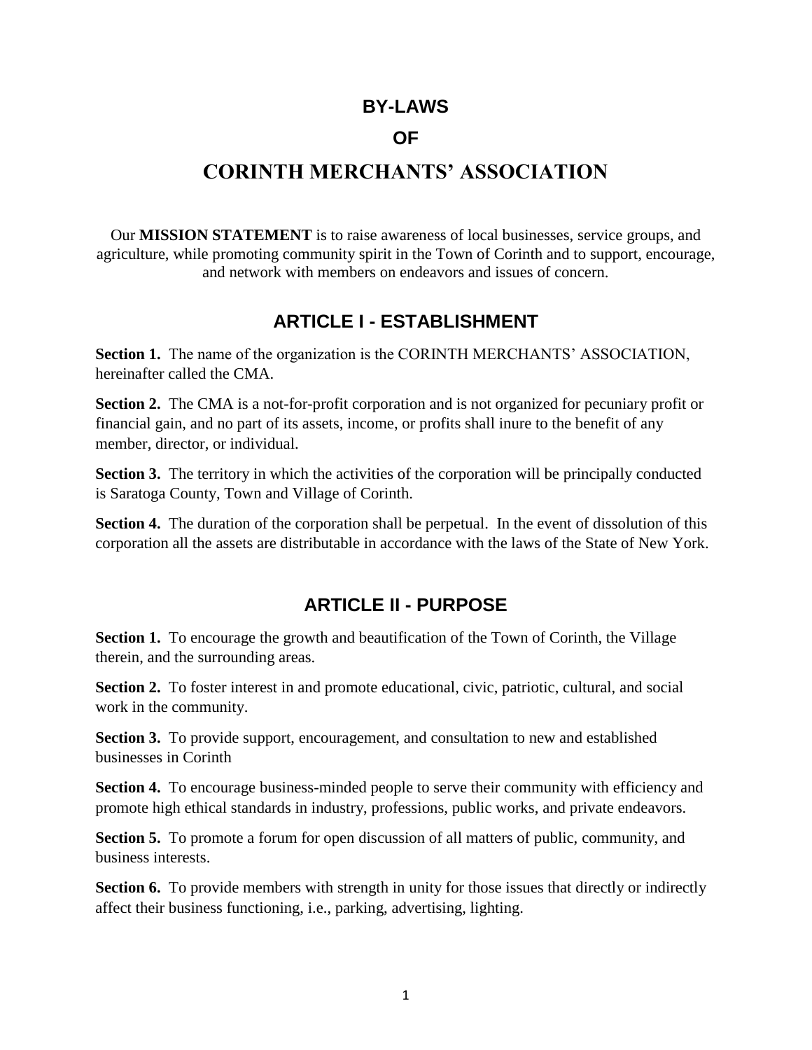# BY-LAWS

# OF

# CORINTH MERCHANTS' ASSOCIATION

Our **MISSION STATEMENT** is to raise awareness of local businesses, service groups, and agriculture, while promoting community spirit in the Town of Corinth and to support, encourage, and network with members on endeavors and issues of concern.

## ARTICLE I - ESTABLISHMENT

**Section 1.** The name of the organization is the CORINTH MERCHANTS' ASSOCIATION, hereinafter called the CMA.

**Section 2.** The CMA is a not-for-profit corporation and is not organized for pecuniary profit or financial gain, and no part of its assets, income, or profits shall inure to the benefit of any member, director, or individual.

**Section 3.** The territory in which the activities of the corporation will be principally conducted is Saratoga County, Town and Village of Corinth.

**Section 4.** The duration of the corporation shall be perpetual. In the event of dissolution of this corporation all the assets are distributable in accordance with the laws of the State of New York.

## ARTICLE II - PURPOSE

**Section 1.** To encourage the growth and beautification of the Town of Corinth, the Village therein, and the surrounding areas.

**Section 2.** To foster interest in and promote educational, civic, patriotic, cultural, and social work in the community.

**Section 3.** To provide support, encouragement, and consultation to new and established businesses in Corinth

**Section 4.** To encourage business-minded people to serve their community with efficiency and promote high ethical standards in industry, professions, public works, and private endeavors.

**Section 5.** To promote a forum for open discussion of all matters of public, community, and business interests.

**Section 6.** To provide members with strength in unity for those issues that directly or indirectly affect their business functioning, i.e., parking, advertising, lighting.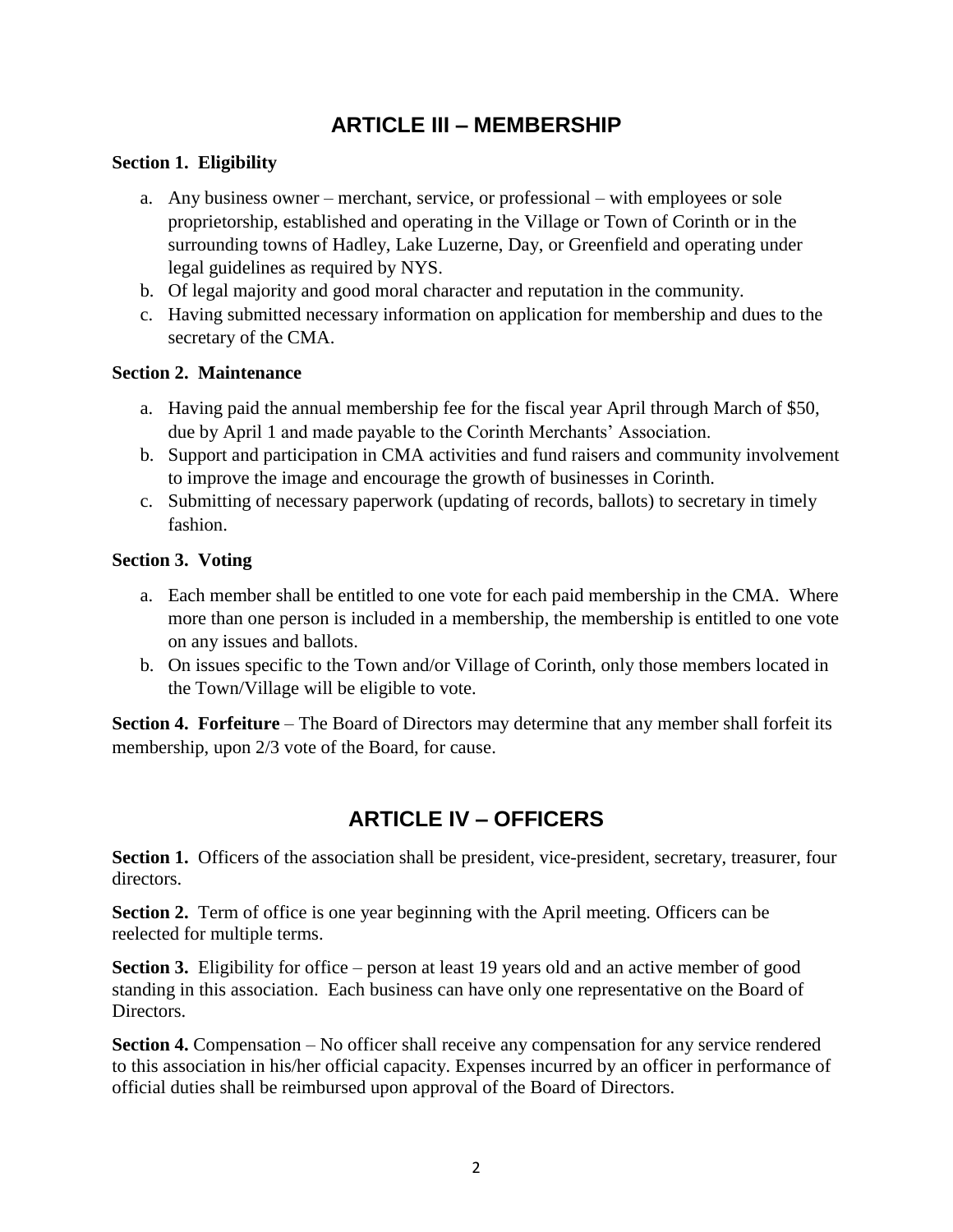## ARTICLE III – MEMBERSHIP

**Section 1. Eligibility**

a. Any business owner – merchant, service, or professional – with employees or sole proprietorship, established and operating in the Village or Town of Corinth or in the surrounding towns of Hadley, Lake Luzerne, Day, or Greenfield and operating under legal guidelines as required by NYS.
b. Of legal majority and good moral character and reputation in the community.
c. Having submitted necessary information on application for membership and dues to the secretary of the CMA.

**Section 2. Maintenance**

a. Having paid the annual membership fee for the fiscal year April through March of $50, due by April 1 and made payable to the Corinth Merchants' Association.
b. Support and participation in CMA activities and fund raisers and community involvement to improve the image and encourage the growth of businesses in Corinth.
c. Submitting of necessary paperwork (updating of records, ballots) to secretary in timely fashion.

**Section 3. Voting**

a. Each member shall be entitled to one vote for each paid membership in the CMA. Where more than one person is included in a membership, the membership is entitled to one vote on any issues and ballots.
b. On issues specific to the Town and/or Village of Corinth, only those members located in the Town/Village will be eligible to vote.

**Section 4. Forfeiture** – The Board of Directors may determine that any member shall forfeit its membership, upon 2/3 vote of the Board, for cause.

## ARTICLE IV – OFFICERS

**Section 1.** Officers of the association shall be president, vice-president, secretary, treasurer, four directors.

**Section 2.** Term of office is one year beginning with the April meeting. Officers can be reelected for multiple terms.

**Section 3.** Eligibility for office – person at least 19 years old and an active member of good standing in this association. Each business can have only one representative on the Board of Directors.

**Section 4.** Compensation – No officer shall receive any compensation for any service rendered to this association in his/her official capacity. Expenses incurred by an officer in performance of official duties shall be reimbursed upon approval of the Board of Directors.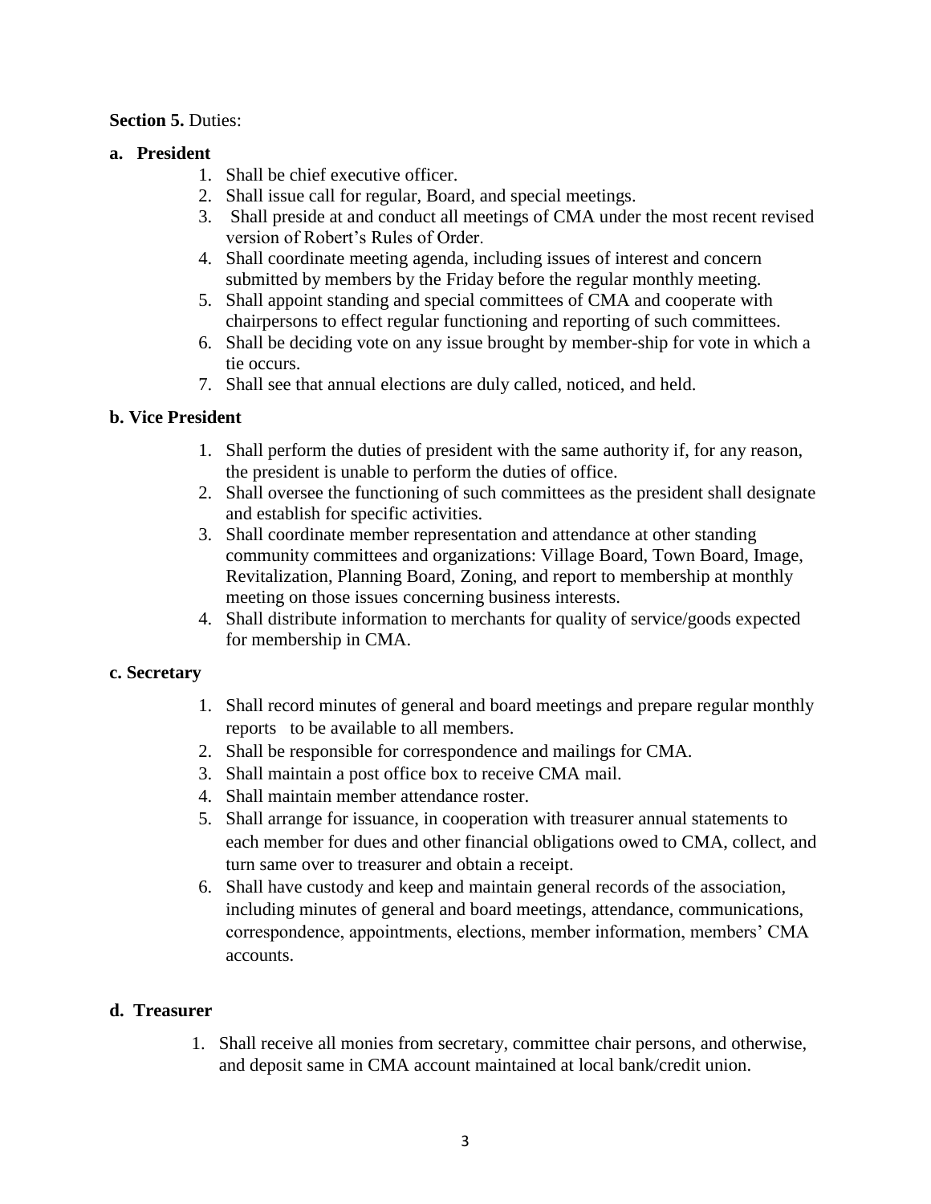**Section 5.** Duties:

**a. President**

1. Shall be chief executive officer.
2. Shall issue call for regular, Board, and special meetings.
3. Shall preside at and conduct all meetings of CMA under the most recent revised version of Robert's Rules of Order.
4. Shall coordinate meeting agenda, including issues of interest and concern submitted by members by the Friday before the regular monthly meeting.
5. Shall appoint standing and special committees of CMA and cooperate with chairpersons to effect regular functioning and reporting of such committees.
6. Shall be deciding vote on any issue brought by member-ship for vote in which a tie occurs.
7. Shall see that annual elections are duly called, noticed, and held.

**b. Vice President**

1. Shall perform the duties of president with the same authority if, for any reason, the president is unable to perform the duties of office.
2. Shall oversee the functioning of such committees as the president shall designate and establish for specific activities.
3. Shall coordinate member representation and attendance at other standing community committees and organizations: Village Board, Town Board, Image, Revitalization, Planning Board, Zoning, and report to membership at monthly meeting on those issues concerning business interests.
4. Shall distribute information to merchants for quality of service/goods expected for membership in CMA.

**c. Secretary**

1. Shall record minutes of general and board meetings and prepare regular monthly reports to be available to all members.
2. Shall be responsible for correspondence and mailings for CMA.
3. Shall maintain a post office box to receive CMA mail.
4. Shall maintain member attendance roster.
5. Shall arrange for issuance, in cooperation with treasurer annual statements to each member for dues and other financial obligations owed to CMA, collect, and turn same over to treasurer and obtain a receipt.
6. Shall have custody and keep and maintain general records of the association, including minutes of general and board meetings, attendance, communications, correspondence, appointments, elections, member information, members' CMA accounts.

**d. Treasurer**

1. Shall receive all monies from secretary, committee chair persons, and otherwise, and deposit same in CMA account maintained at local bank/credit union.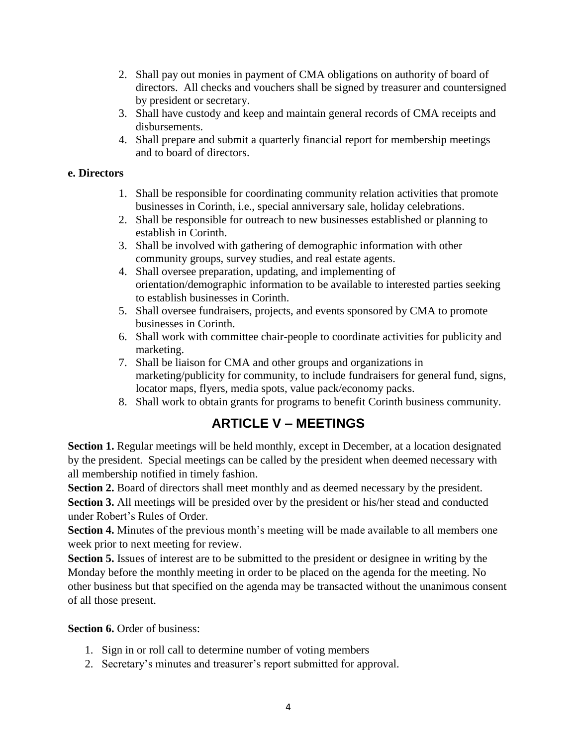2. Shall pay out monies in payment of CMA obligations on authority of board of directors. All checks and vouchers shall be signed by treasurer and countersigned by president or secretary.
3. Shall have custody and keep and maintain general records of CMA receipts and disbursements.
4. Shall prepare and submit a quarterly financial report for membership meetings and to board of directors.

**e. Directors**

1. Shall be responsible for coordinating community relation activities that promote businesses in Corinth, i.e., special anniversary sale, holiday celebrations.
2. Shall be responsible for outreach to new businesses established or planning to establish in Corinth.
3. Shall be involved with gathering of demographic information with other community groups, survey studies, and real estate agents.
4. Shall oversee preparation, updating, and implementing of orientation/demographic information to be available to interested parties seeking to establish businesses in Corinth.
5. Shall oversee fundraisers, projects, and events sponsored by CMA to promote businesses in Corinth.
6. Shall work with committee chair-people to coordinate activities for publicity and marketing.
7. Shall be liaison for CMA and other groups and organizations in marketing/publicity for community, to include fundraisers for general fund, signs, locator maps, flyers, media spots, value pack/economy packs.
8. Shall work to obtain grants for programs to benefit Corinth business community.

## ARTICLE V – MEETINGS

**Section 1.** Regular meetings will be held monthly, except in December, at a location designated by the president. Special meetings can be called by the president when deemed necessary with all membership notified in timely fashion.

**Section 2.** Board of directors shall meet monthly and as deemed necessary by the president.

**Section 3.** All meetings will be presided over by the president or his/her stead and conducted under Robert's Rules of Order.

**Section 4.** Minutes of the previous month's meeting will be made available to all members one week prior to next meeting for review.

**Section 5.** Issues of interest are to be submitted to the president or designee in writing by the Monday before the monthly meeting in order to be placed on the agenda for the meeting. No other business but that specified on the agenda may be transacted without the unanimous consent of all those present.

**Section 6.** Order of business:

1. Sign in or roll call to determine number of voting members
2. Secretary's minutes and treasurer's report submitted for approval.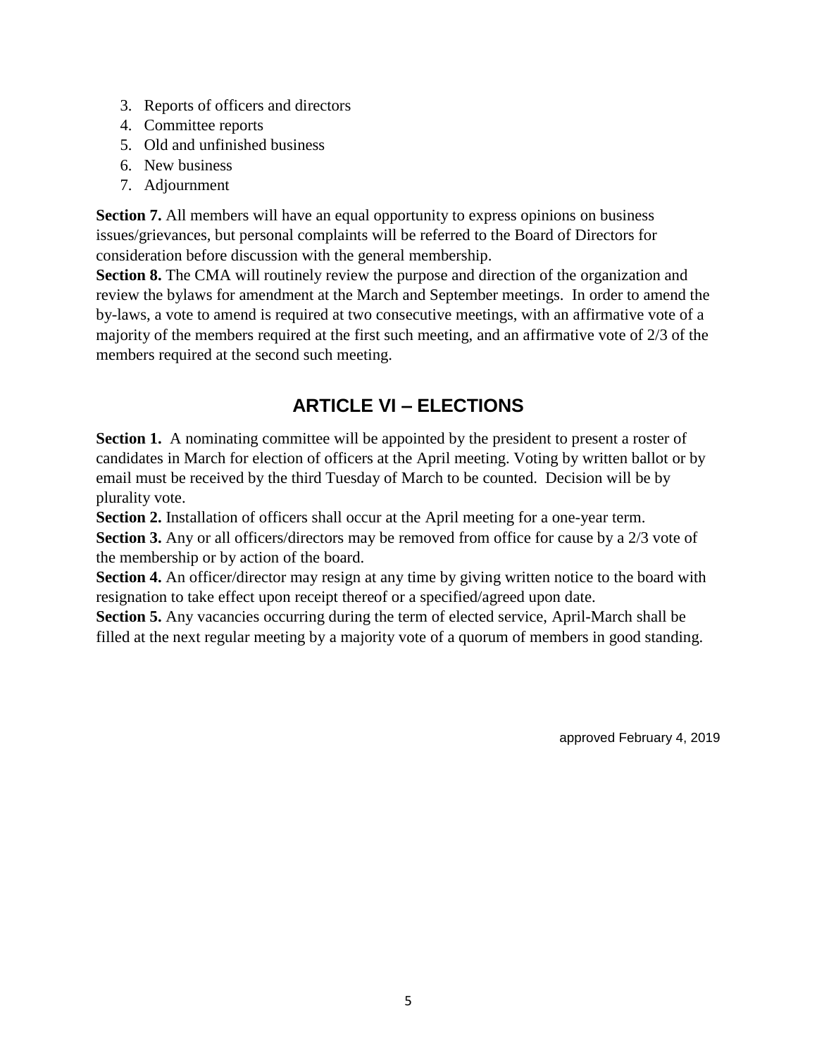3. Reports of officers and directors
4. Committee reports
5. Old and unfinished business
6. New business
7. Adjournment

**Section 7.** All members will have an equal opportunity to express opinions on business issues/grievances, but personal complaints will be referred to the Board of Directors for consideration before discussion with the general membership.

**Section 8.** The CMA will routinely review the purpose and direction of the organization and review the bylaws for amendment at the March and September meetings. In order to amend the by-laws, a vote to amend is required at two consecutive meetings, with an affirmative vote of a majority of the members required at the first such meeting, and an affirmative vote of 2/3 of the members required at the second such meeting.

## ARTICLE VI – ELECTIONS

**Section 1.** A nominating committee will be appointed by the president to present a roster of candidates in March for election of officers at the April meeting. Voting by written ballot or by email must be received by the third Tuesday of March to be counted. Decision will be by plurality vote.

**Section 2.** Installation of officers shall occur at the April meeting for a one-year term.

**Section 3.** Any or all officers/directors may be removed from office for cause by a 2/3 vote of the membership or by action of the board.

**Section 4.** An officer/director may resign at any time by giving written notice to the board with resignation to take effect upon receipt thereof or a specified/agreed upon date.

**Section 5.** Any vacancies occurring during the term of elected service, April-March shall be filled at the next regular meeting by a majority vote of a quorum of members in good standing.

approved February 4, 2019